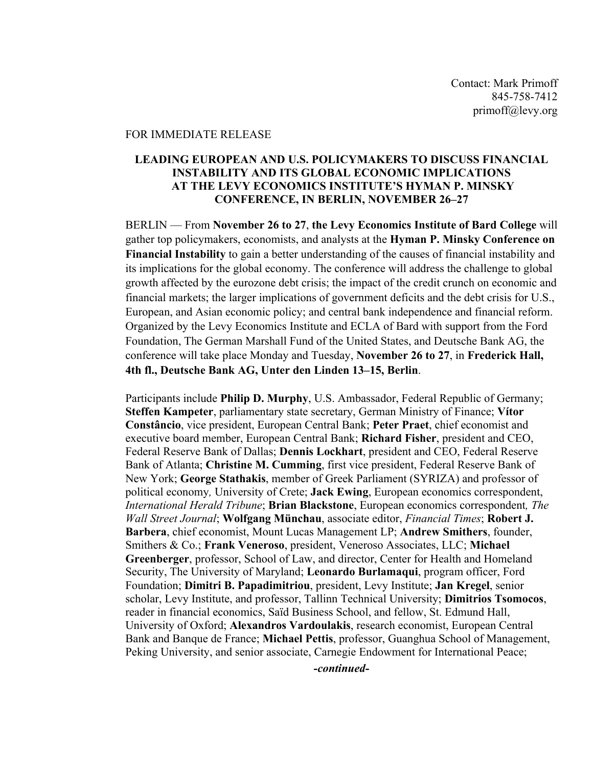Contact: Mark Primoff
845-758-7412
primoff@levy.org

FOR IMMEDIATE RELEASE

**LEADING EUROPEAN AND U.S. POLICYMAKERS TO DISCUSS FINANCIAL INSTABILITY AND ITS GLOBAL ECONOMIC IMPLICATIONS AT THE LEVY ECONOMICS INSTITUTE'S HYMAN P. MINSKY CONFERENCE, IN BERLIN, NOVEMBER 26–27**

BERLIN — From **November 26 to 27**, **the Levy Economics Institute of Bard College** will gather top policymakers, economists, and analysts at the **Hyman P. Minsky Conference on Financial Instability** to gain a better understanding of the causes of financial instability and its implications for the global economy. The conference will address the challenge to global growth affected by the eurozone debt crisis; the impact of the credit crunch on economic and financial markets; the larger implications of government deficits and the debt crisis for U.S., European, and Asian economic policy; and central bank independence and financial reform. Organized by the Levy Economics Institute and ECLA of Bard with support from the Ford Foundation, The German Marshall Fund of the United States, and Deutsche Bank AG, the conference will take place Monday and Tuesday, **November 26 to 27**, in **Frederick Hall, 4th fl., Deutsche Bank AG, Unter den Linden 13–15, Berlin**.

Participants include **Philip D. Murphy**, U.S. Ambassador, Federal Republic of Germany; **Steffen Kampeter**, parliamentary state secretary, German Ministry of Finance; **Vítor Constâncio**, vice president, European Central Bank; **Peter Praet**, chief economist and executive board member, European Central Bank; **Richard Fisher**, president and CEO, Federal Reserve Bank of Dallas; **Dennis Lockhart**, president and CEO, Federal Reserve Bank of Atlanta; **Christine M. Cumming**, first vice president, Federal Reserve Bank of New York; **George Stathakis**, member of Greek Parliament (SYRIZA) and professor of political economy, University of Crete; **Jack Ewing**, European economics correspondent, *International Herald Tribune*; **Brian Blackstone**, European economics correspondent, *The Wall Street Journal*; **Wolfgang Münchau**, associate editor, *Financial Times*; **Robert J. Barbera**, chief economist, Mount Lucas Management LP; **Andrew Smithers**, founder, Smithers & Co.; **Frank Veneroso**, president, Veneroso Associates, LLC; **Michael Greenberger**, professor, School of Law, and director, Center for Health and Homeland Security, The University of Maryland; **Leonardo Burlamaqui**, program officer, Ford Foundation; **Dimitri B. Papadimitriou**, president, Levy Institute; **Jan Kregel**, senior scholar, Levy Institute, and professor, Tallinn Technical University; **Dimitrios Tsomocos**, reader in financial economics, Saïd Business School, and fellow, St. Edmund Hall, University of Oxford; **Alexandros Vardoulakis**, research economist, European Central Bank and Banque de France; **Michael Pettis**, professor, Guanghua School of Management, Peking University, and senior associate, Carnegie Endowment for International Peace;

***-continued-***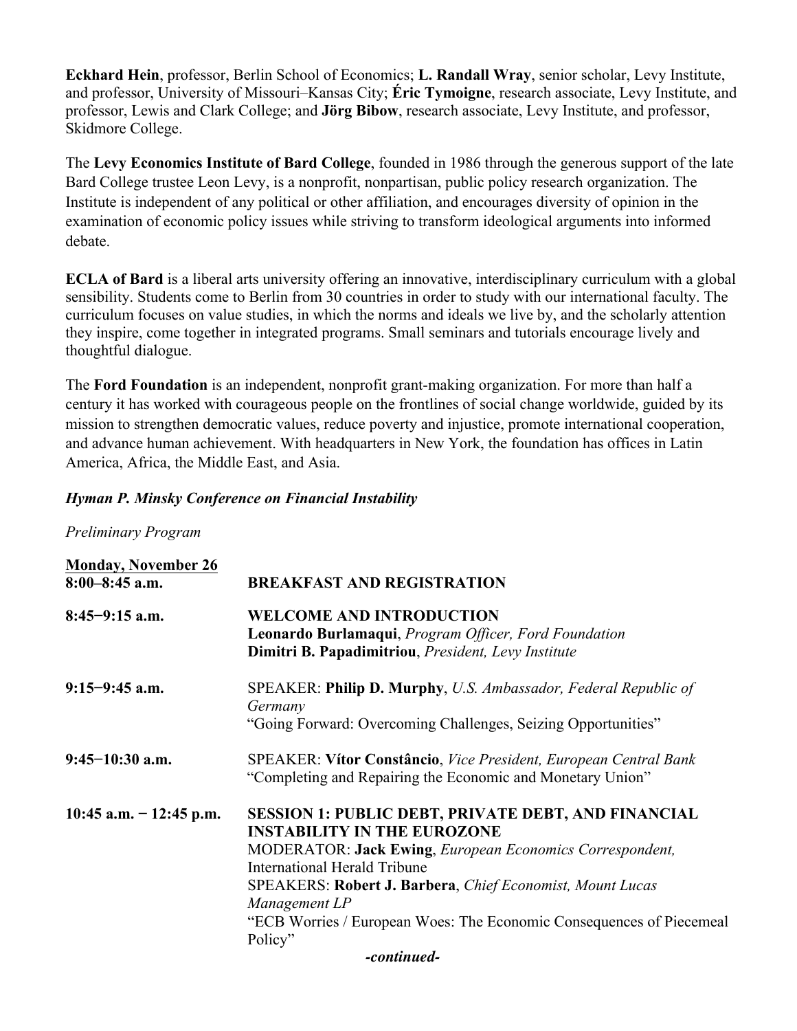**Eckhard Hein**, professor, Berlin School of Economics; **L. Randall Wray**, senior scholar, Levy Institute, and professor, University of Missouri–Kansas City; **Éric Tymoigne**, research associate, Levy Institute, and professor, Lewis and Clark College; and **Jörg Bibow**, research associate, Levy Institute, and professor, Skidmore College.

The **Levy Economics Institute of Bard College**, founded in 1986 through the generous support of the late Bard College trustee Leon Levy, is a nonprofit, nonpartisan, public policy research organization. The Institute is independent of any political or other affiliation, and encourages diversity of opinion in the examination of economic policy issues while striving to transform ideological arguments into informed debate.

**ECLA of Bard** is a liberal arts university offering an innovative, interdisciplinary curriculum with a global sensibility. Students come to Berlin from 30 countries in order to study with our international faculty. The curriculum focuses on value studies, in which the norms and ideals we live by, and the scholarly attention they inspire, come together in integrated programs. Small seminars and tutorials encourage lively and thoughtful dialogue.

The **Ford Foundation** is an independent, nonprofit grant-making organization. For more than half a century it has worked with courageous people on the frontlines of social change worldwide, guided by its mission to strengthen democratic values, reduce poverty and injustice, promote international cooperation, and advance human achievement. With headquarters in New York, the foundation has offices in Latin America, Africa, the Middle East, and Asia.

***Hyman P. Minsky Conference on Financial Instability***

*Preliminary Program*

**Monday, November 26**

**8:00–8:45 a.m.** — **BREAKFAST AND REGISTRATION**

**8:45−9:15 a.m.** — **WELCOME AND INTRODUCTION**
**Leonardo Burlamaqui**, *Program Officer, Ford Foundation*
**Dimitri B. Papadimitriou**, *President, Levy Institute*

**9:15−9:45 a.m.** — SPEAKER: **Philip D. Murphy**, *U.S. Ambassador, Federal Republic of Germany*
"Going Forward: Overcoming Challenges, Seizing Opportunities"

**9:45−10:30 a.m.** — SPEAKER: **Vítor Constâncio**, *Vice President, European Central Bank*
"Completing and Repairing the Economic and Monetary Union"

**10:45 a.m. − 12:45 p.m.** — **SESSION 1: PUBLIC DEBT, PRIVATE DEBT, AND FINANCIAL INSTABILITY IN THE EUROZONE**
MODERATOR: **Jack Ewing**, *European Economics Correspondent,* International Herald Tribune
SPEAKERS: **Robert J. Barbera**, *Chief Economist, Mount Lucas Management LP*
"ECB Worries / European Woes: The Economic Consequences of Piecemeal Policy"

*-continued-*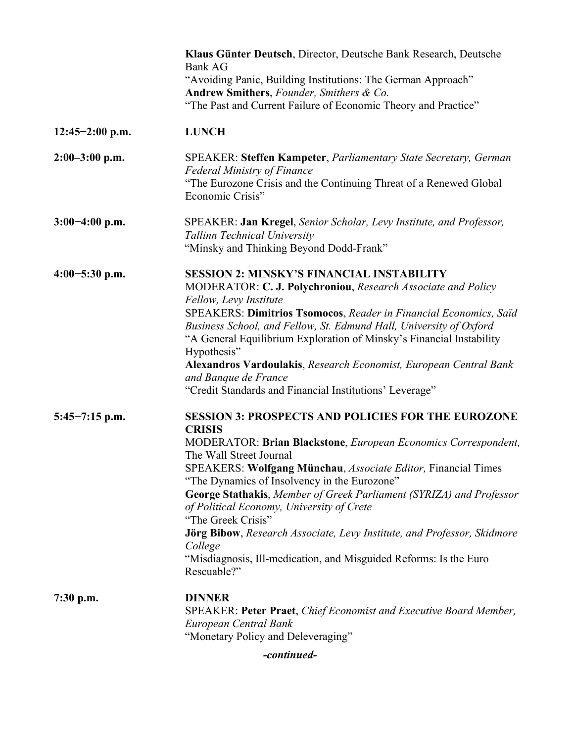**Klaus Günter Deutsch**, Director, Deutsche Bank Research, Deutsche Bank AG
"Avoiding Panic, Building Institutions: The German Approach"
**Andrew Smithers**, *Founder, Smithers & Co.*
"The Past and Current Failure of Economic Theory and Practice"

**12:45−2:00 p.m.** **LUNCH**

**2:00–3:00 p.m.** SPEAKER: **Steffen Kampeter**, *Parliamentary State Secretary, German Federal Ministry of Finance*
"The Eurozone Crisis and the Continuing Threat of a Renewed Global Economic Crisis"

**3:00−4:00 p.m.** SPEAKER: **Jan Kregel**, *Senior Scholar, Levy Institute, and Professor, Tallinn Technical University*
"Minsky and Thinking Beyond Dodd-Frank"

**4:00−5:30 p.m.** **SESSION 2: MINSKY'S FINANCIAL INSTABILITY**
MODERATOR: **C. J. Polychroniou**, *Research Associate and Policy Fellow, Levy Institute*
SPEAKERS: **Dimitrios Tsomocos**, *Reader in Financial Economics, Saïd Business School, and Fellow, St. Edmund Hall, University of Oxford*
"A General Equilibrium Exploration of Minsky's Financial Instability Hypothesis"
**Alexandros Vardoulakis**, *Research Economist, European Central Bank and Banque de France*
"Credit Standards and Financial Institutions' Leverage"

**5:45−7:15 p.m.** **SESSION 3: PROSPECTS AND POLICIES FOR THE EUROZONE CRISIS**
MODERATOR: **Brian Blackstone**, *European Economics Correspondent,* The Wall Street Journal
SPEAKERS: **Wolfgang Münchau**, *Associate Editor,* Financial Times
"The Dynamics of Insolvency in the Eurozone"
**George Stathakis**, *Member of Greek Parliament (SYRIZA) and Professor of Political Economy, University of Crete*
"The Greek Crisis"
**Jörg Bibow**, *Research Associate, Levy Institute, and Professor, Skidmore College*
"Misdiagnosis, Ill-medication, and Misguided Reforms: Is the Euro Rescuable?"

**7:30 p.m.** **DINNER**
SPEAKER: **Peter Praet**, *Chief Economist and Executive Board Member, European Central Bank*
"Monetary Policy and Deleveraging"

***-continued-***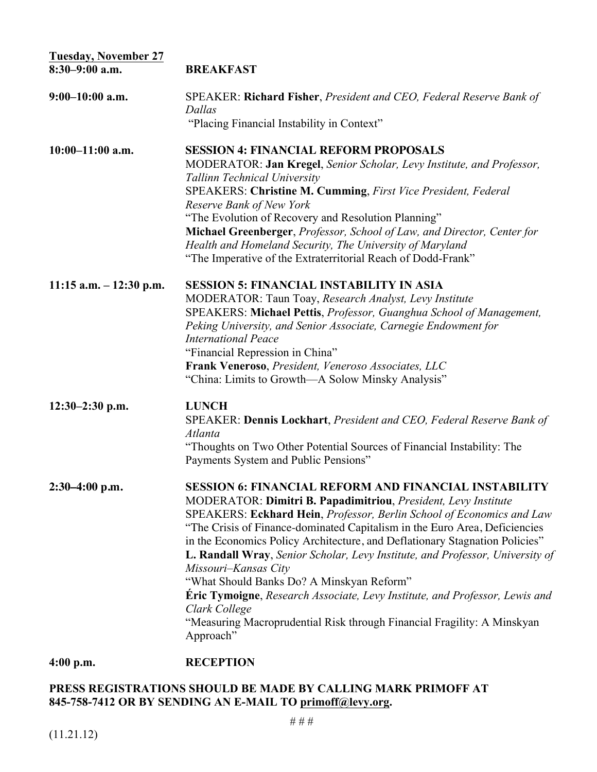**Tuesday, November 27**

**8:30–9:00 a.m.** **BREAKFAST**

**9:00–10:00 a.m.** SPEAKER: **Richard Fisher**, *President and CEO, Federal Reserve Bank of Dallas*
"Placing Financial Instability in Context"

**10:00–11:00 a.m.** **SESSION 4: FINANCIAL REFORM PROPOSALS**
MODERATOR: **Jan Kregel**, *Senior Scholar, Levy Institute, and Professor, Tallinn Technical University*
SPEAKERS: **Christine M. Cumming**, *First Vice President, Federal Reserve Bank of New York*
"The Evolution of Recovery and Resolution Planning"
**Michael Greenberger**, *Professor, School of Law, and Director, Center for Health and Homeland Security, The University of Maryland*
"The Imperative of the Extraterritorial Reach of Dodd-Frank"

**11:15 a.m. – 12:30 p.m.** **SESSION 5: FINANCIAL INSTABILITY IN ASIA**
MODERATOR: Taun Toay, *Research Analyst, Levy Institute*
SPEAKERS: **Michael Pettis**, *Professor, Guanghua School of Management, Peking University, and Senior Associate, Carnegie Endowment for International Peace*
"Financial Repression in China"
**Frank Veneroso**, *President, Veneroso Associates, LLC*
"China: Limits to Growth—A Solow Minsky Analysis"

**12:30–2:30 p.m.** **LUNCH**
SPEAKER: **Dennis Lockhart**, *President and CEO, Federal Reserve Bank of Atlanta*
"Thoughts on Two Other Potential Sources of Financial Instability: The Payments System and Public Pensions"

**2:30–4:00 p.m.** **SESSION 6: FINANCIAL REFORM AND FINANCIAL INSTABILITY**
MODERATOR: **Dimitri B. Papadimitriou**, *President, Levy Institute*
SPEAKERS: **Eckhard Hein**, *Professor, Berlin School of Economics and Law*
"The Crisis of Finance-dominated Capitalism in the Euro Area, Deficiencies in the Economics Policy Architecture, and Deflationary Stagnation Policies"
**L. Randall Wray**, *Senior Scholar, Levy Institute, and Professor, University of Missouri–Kansas City*
"What Should Banks Do? A Minskyan Reform"
**Éric Tymoigne**, *Research Associate, Levy Institute, and Professor, Lewis and Clark College*
"Measuring Macroprudential Risk through Financial Fragility: A Minskyan Approach"

**4:00 p.m.** **RECEPTION**

**PRESS REGISTRATIONS SHOULD BE MADE BY CALLING MARK PRIMOFF AT 845-758-7412 OR BY SENDING AN E-MAIL TO primoff@levy.org.**

# # #

(11.21.12)